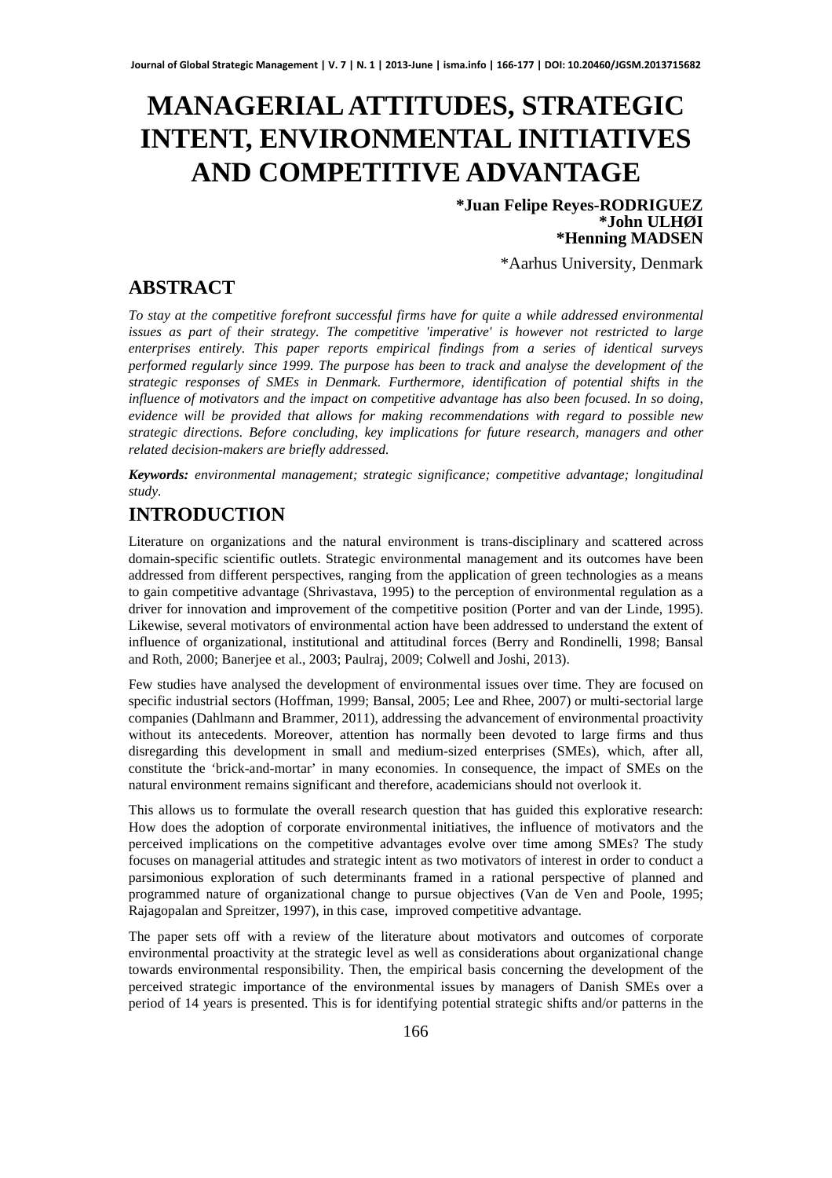# MANAGERIAL ATTITUDES, STRATEGIC INTENT, ENVIRONMENTAL INITIATIVES AND COMPETITIVE ADVANTAGE

**\*Juan Felipe Reyes-RODRIGUEZ**
**\*John ULHØI**
**\*Henning MADSEN**

\*Aarhus University, Denmark

## ABSTRACT

*To stay at the competitive forefront successful firms have for quite a while addressed environmental issues as part of their strategy. The competitive 'imperative' is however not restricted to large enterprises entirely. This paper reports empirical findings from a series of identical surveys performed regularly since 1999. The purpose has been to track and analyse the development of the strategic responses of SMEs in Denmark. Furthermore, identification of potential shifts in the influence of motivators and the impact on competitive advantage has also been focused. In so doing, evidence will be provided that allows for making recommendations with regard to possible new strategic directions. Before concluding, key implications for future research, managers and other related decision-makers are briefly addressed.*

***Keywords:*** *environmental management; strategic significance; competitive advantage; longitudinal study.*

## INTRODUCTION

Literature on organizations and the natural environment is trans-disciplinary and scattered across domain-specific scientific outlets. Strategic environmental management and its outcomes have been addressed from different perspectives, ranging from the application of green technologies as a means to gain competitive advantage (Shrivastava, 1995) to the perception of environmental regulation as a driver for innovation and improvement of the competitive position (Porter and van der Linde, 1995). Likewise, several motivators of environmental action have been addressed to understand the extent of influence of organizational, institutional and attitudinal forces (Berry and Rondinelli, 1998; Bansal and Roth, 2000; Banerjee et al., 2003; Paulraj, 2009; Colwell and Joshi, 2013).

Few studies have analysed the development of environmental issues over time. They are focused on specific industrial sectors (Hoffman, 1999; Bansal, 2005; Lee and Rhee, 2007) or multi-sectorial large companies (Dahlmann and Brammer, 2011), addressing the advancement of environmental proactivity without its antecedents. Moreover, attention has normally been devoted to large firms and thus disregarding this development in small and medium-sized enterprises (SMEs), which, after all, constitute the 'brick-and-mortar' in many economies. In consequence, the impact of SMEs on the natural environment remains significant and therefore, academicians should not overlook it.

This allows us to formulate the overall research question that has guided this explorative research: How does the adoption of corporate environmental initiatives, the influence of motivators and the perceived implications on the competitive advantages evolve over time among SMEs? The study focuses on managerial attitudes and strategic intent as two motivators of interest in order to conduct a parsimonious exploration of such determinants framed in a rational perspective of planned and programmed nature of organizational change to pursue objectives (Van de Ven and Poole, 1995; Rajagopalan and Spreitzer, 1997), in this case, improved competitive advantage.

The paper sets off with a review of the literature about motivators and outcomes of corporate environmental proactivity at the strategic level as well as considerations about organizational change towards environmental responsibility. Then, the empirical basis concerning the development of the perceived strategic importance of the environmental issues by managers of Danish SMEs over a period of 14 years is presented. This is for identifying potential strategic shifts and/or patterns in the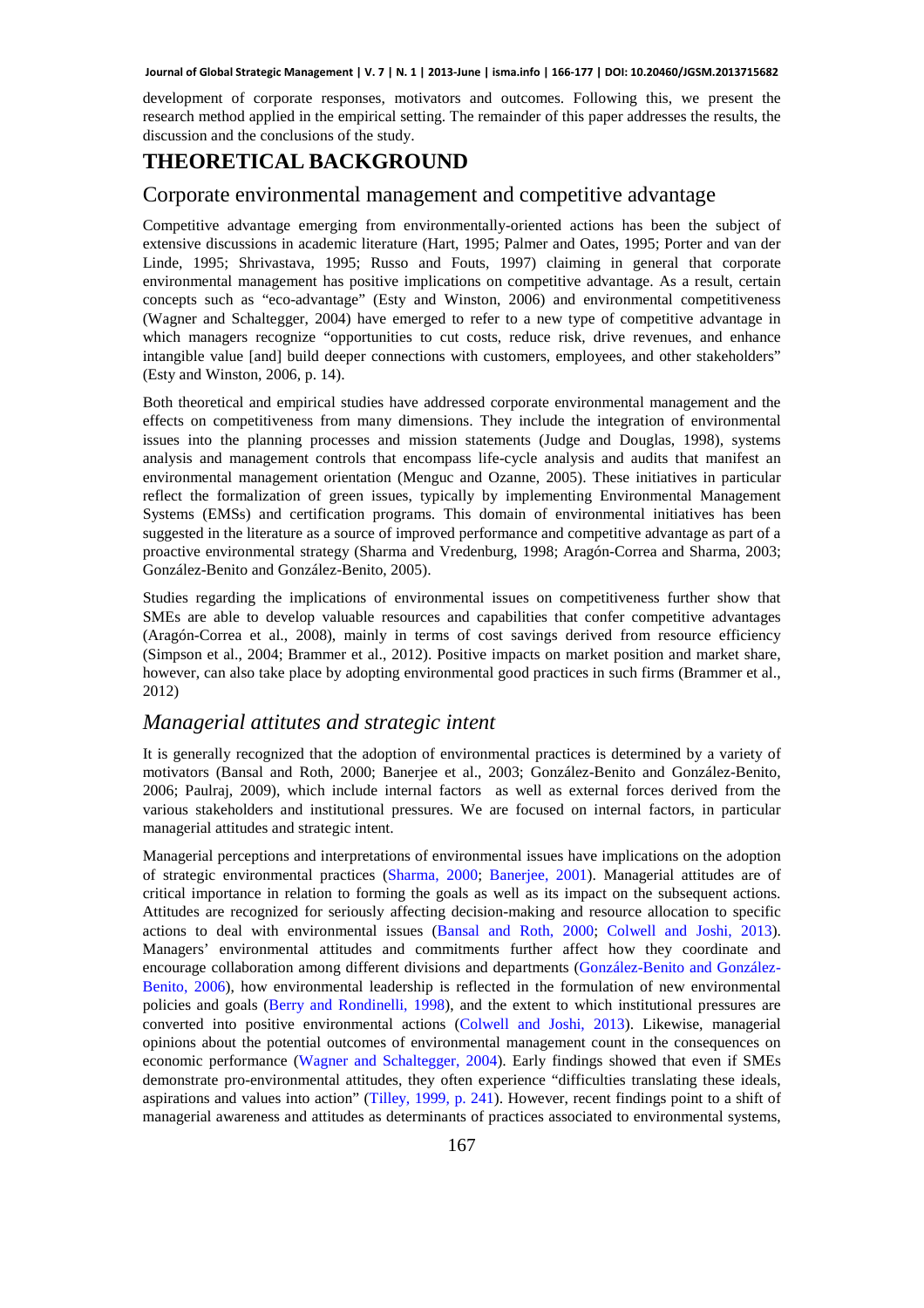development of corporate responses, motivators and outcomes. Following this, we present the research method applied in the empirical setting. The remainder of this paper addresses the results, the discussion and the conclusions of the study.

# THEORETICAL BACKGROUND

## Corporate environmental management and competitive advantage

Competitive advantage emerging from environmentally-oriented actions has been the subject of extensive discussions in academic literature (Hart, 1995; Palmer and Oates, 1995; Porter and van der Linde, 1995; Shrivastava, 1995; Russo and Fouts, 1997) claiming in general that corporate environmental management has positive implications on competitive advantage. As a result, certain concepts such as "eco-advantage" (Esty and Winston, 2006) and environmental competitiveness (Wagner and Schaltegger, 2004) have emerged to refer to a new type of competitive advantage in which managers recognize "opportunities to cut costs, reduce risk, drive revenues, and enhance intangible value [and] build deeper connections with customers, employees, and other stakeholders" (Esty and Winston, 2006, p. 14).

Both theoretical and empirical studies have addressed corporate environmental management and the effects on competitiveness from many dimensions. They include the integration of environmental issues into the planning processes and mission statements (Judge and Douglas, 1998), systems analysis and management controls that encompass life-cycle analysis and audits that manifest an environmental management orientation (Menguc and Ozanne, 2005). These initiatives in particular reflect the formalization of green issues, typically by implementing Environmental Management Systems (EMSs) and certification programs. This domain of environmental initiatives has been suggested in the literature as a source of improved performance and competitive advantage as part of a proactive environmental strategy (Sharma and Vredenburg, 1998; Aragón-Correa and Sharma, 2003; González-Benito and González-Benito, 2005).

Studies regarding the implications of environmental issues on competitiveness further show that SMEs are able to develop valuable resources and capabilities that confer competitive advantages (Aragón-Correa et al., 2008), mainly in terms of cost savings derived from resource efficiency (Simpson et al., 2004; Brammer et al., 2012). Positive impacts on market position and market share, however, can also take place by adopting environmental good practices in such firms (Brammer et al., 2012)

## *Managerial attitutes and strategic intent*

It is generally recognized that the adoption of environmental practices is determined by a variety of motivators (Bansal and Roth, 2000; Banerjee et al., 2003; González-Benito and González-Benito, 2006; Paulraj, 2009), which include internal factors as well as external forces derived from the various stakeholders and institutional pressures. We are focused on internal factors, in particular managerial attitudes and strategic intent.

Managerial perceptions and interpretations of environmental issues have implications on the adoption of strategic environmental practices (Sharma, 2000; Banerjee, 2001). Managerial attitudes are of critical importance in relation to forming the goals as well as its impact on the subsequent actions. Attitudes are recognized for seriously affecting decision-making and resource allocation to specific actions to deal with environmental issues (Bansal and Roth, 2000; Colwell and Joshi, 2013). Managers' environmental attitudes and commitments further affect how they coordinate and encourage collaboration among different divisions and departments (González-Benito and González-Benito, 2006), how environmental leadership is reflected in the formulation of new environmental policies and goals (Berry and Rondinelli, 1998), and the extent to which institutional pressures are converted into positive environmental actions (Colwell and Joshi, 2013). Likewise, managerial opinions about the potential outcomes of environmental management count in the consequences on economic performance (Wagner and Schaltegger, 2004). Early findings showed that even if SMEs demonstrate pro-environmental attitudes, they often experience "difficulties translating these ideals, aspirations and values into action" (Tilley, 1999, p. 241). However, recent findings point to a shift of managerial awareness and attitudes as determinants of practices associated to environmental systems,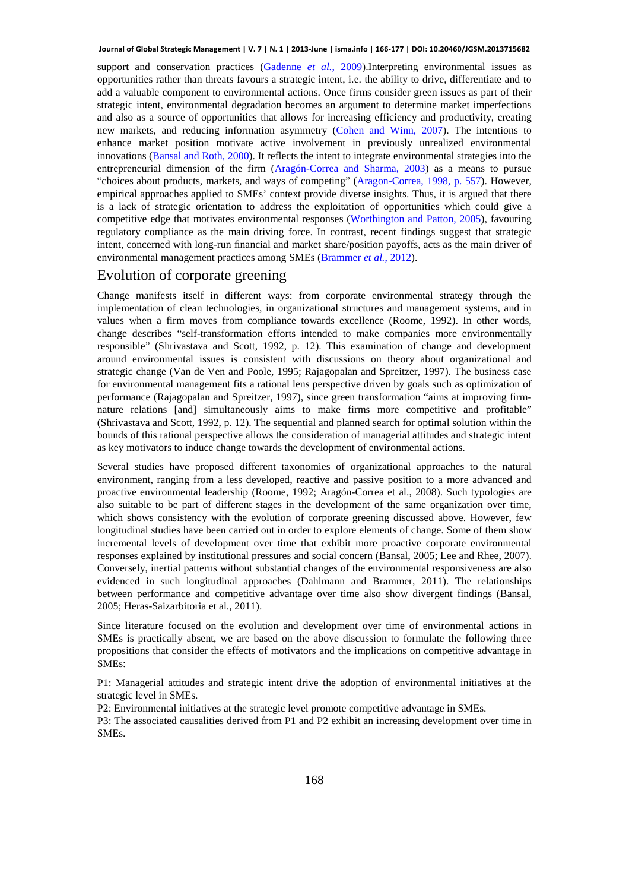support and conservation practices (Gadenne *et al.*, 2009).Interpreting environmental issues as opportunities rather than threats favours a strategic intent, i.e. the ability to drive, differentiate and to add a valuable component to environmental actions. Once firms consider green issues as part of their strategic intent, environmental degradation becomes an argument to determine market imperfections and also as a source of opportunities that allows for increasing efficiency and productivity, creating new markets, and reducing information asymmetry (Cohen and Winn, 2007). The intentions to enhance market position motivate active involvement in previously unrealized environmental innovations (Bansal and Roth, 2000). It reflects the intent to integrate environmental strategies into the entrepreneurial dimension of the firm (Aragón-Correa and Sharma, 2003) as a means to pursue "choices about products, markets, and ways of competing" (Aragon-Correa, 1998, p. 557). However, empirical approaches applied to SMEs' context provide diverse insights. Thus, it is argued that there is a lack of strategic orientation to address the exploitation of opportunities which could give a competitive edge that motivates environmental responses (Worthington and Patton, 2005), favouring regulatory compliance as the main driving force. In contrast, recent findings suggest that strategic intent, concerned with long-run financial and market share/position payoffs, acts as the main driver of environmental management practices among SMEs (Brammer *et al.*, 2012).

## Evolution of corporate greening

Change manifests itself in different ways: from corporate environmental strategy through the implementation of clean technologies, in organizational structures and management systems, and in values when a firm moves from compliance towards excellence (Roome, 1992). In other words, change describes "self-transformation efforts intended to make companies more environmentally responsible" (Shrivastava and Scott, 1992, p. 12). This examination of change and development around environmental issues is consistent with discussions on theory about organizational and strategic change (Van de Ven and Poole, 1995; Rajagopalan and Spreitzer, 1997). The business case for environmental management fits a rational lens perspective driven by goals such as optimization of performance (Rajagopalan and Spreitzer, 1997), since green transformation "aims at improving firm-nature relations [and] simultaneously aims to make firms more competitive and profitable" (Shrivastava and Scott, 1992, p. 12). The sequential and planned search for optimal solution within the bounds of this rational perspective allows the consideration of managerial attitudes and strategic intent as key motivators to induce change towards the development of environmental actions.

Several studies have proposed different taxonomies of organizational approaches to the natural environment, ranging from a less developed, reactive and passive position to a more advanced and proactive environmental leadership (Roome, 1992; Aragón-Correa et al., 2008). Such typologies are also suitable to be part of different stages in the development of the same organization over time, which shows consistency with the evolution of corporate greening discussed above. However, few longitudinal studies have been carried out in order to explore elements of change. Some of them show incremental levels of development over time that exhibit more proactive corporate environmental responses explained by institutional pressures and social concern (Bansal, 2005; Lee and Rhee, 2007). Conversely, inertial patterns without substantial changes of the environmental responsiveness are also evidenced in such longitudinal approaches (Dahlmann and Brammer, 2011). The relationships between performance and competitive advantage over time also show divergent findings (Bansal, 2005; Heras-Saizarbitoria et al., 2011).

Since literature focused on the evolution and development over time of environmental actions in SMEs is practically absent, we are based on the above discussion to formulate the following three propositions that consider the effects of motivators and the implications on competitive advantage in SMEs:

P1: Managerial attitudes and strategic intent drive the adoption of environmental initiatives at the strategic level in SMEs.

P2: Environmental initiatives at the strategic level promote competitive advantage in SMEs.

P3: The associated causalities derived from P1 and P2 exhibit an increasing development over time in SMEs.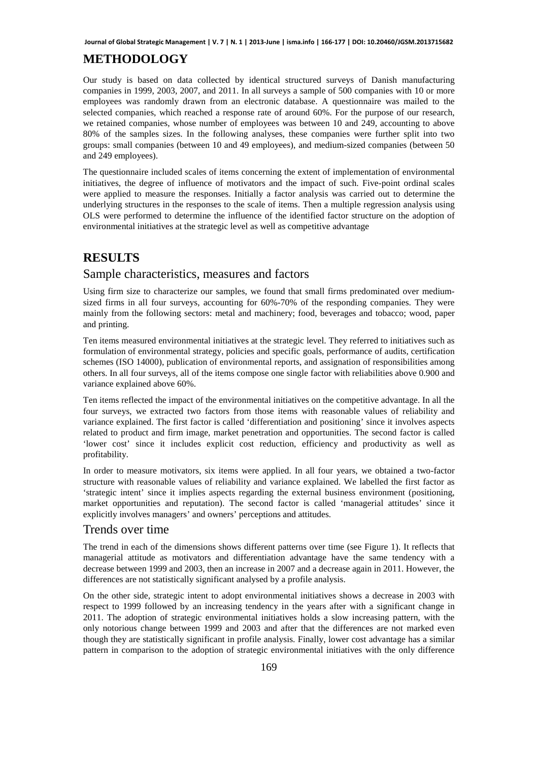## METHODOLOGY

Our study is based on data collected by identical structured surveys of Danish manufacturing companies in 1999, 2003, 2007, and 2011. In all surveys a sample of 500 companies with 10 or more employees was randomly drawn from an electronic database. A questionnaire was mailed to the selected companies, which reached a response rate of around 60%. For the purpose of our research, we retained companies, whose number of employees was between 10 and 249, accounting to above 80% of the samples sizes. In the following analyses, these companies were further split into two groups: small companies (between 10 and 49 employees), and medium-sized companies (between 50 and 249 employees).

The questionnaire included scales of items concerning the extent of implementation of environmental initiatives, the degree of influence of motivators and the impact of such. Five-point ordinal scales were applied to measure the responses. Initially a factor analysis was carried out to determine the underlying structures in the responses to the scale of items. Then a multiple regression analysis using OLS were performed to determine the influence of the identified factor structure on the adoption of environmental initiatives at the strategic level as well as competitive advantage

## RESULTS

### Sample characteristics, measures and factors

Using firm size to characterize our samples, we found that small firms predominated over medium-sized firms in all four surveys, accounting for 60%-70% of the responding companies. They were mainly from the following sectors: metal and machinery; food, beverages and tobacco; wood, paper and printing.

Ten items measured environmental initiatives at the strategic level. They referred to initiatives such as formulation of environmental strategy, policies and specific goals, performance of audits, certification schemes (ISO 14000), publication of environmental reports, and assignation of responsibilities among others. In all four surveys, all of the items compose one single factor with reliabilities above 0.900 and variance explained above 60%.

Ten items reflected the impact of the environmental initiatives on the competitive advantage. In all the four surveys, we extracted two factors from those items with reasonable values of reliability and variance explained. The first factor is called 'differentiation and positioning' since it involves aspects related to product and firm image, market penetration and opportunities. The second factor is called 'lower cost' since it includes explicit cost reduction, efficiency and productivity as well as profitability.

In order to measure motivators, six items were applied. In all four years, we obtained a two-factor structure with reasonable values of reliability and variance explained. We labelled the first factor as 'strategic intent' since it implies aspects regarding the external business environment (positioning, market opportunities and reputation). The second factor is called 'managerial attitudes' since it explicitly involves managers' and owners' perceptions and attitudes.

### Trends over time

The trend in each of the dimensions shows different patterns over time (see Figure 1). It reflects that managerial attitude as motivators and differentiation advantage have the same tendency with a decrease between 1999 and 2003, then an increase in 2007 and a decrease again in 2011. However, the differences are not statistically significant analysed by a profile analysis.

On the other side, strategic intent to adopt environmental initiatives shows a decrease in 2003 with respect to 1999 followed by an increasing tendency in the years after with a significant change in 2011. The adoption of strategic environmental initiatives holds a slow increasing pattern, with the only notorious change between 1999 and 2003 and after that the differences are not marked even though they are statistically significant in profile analysis. Finally, lower cost advantage has a similar pattern in comparison to the adoption of strategic environmental initiatives with the only difference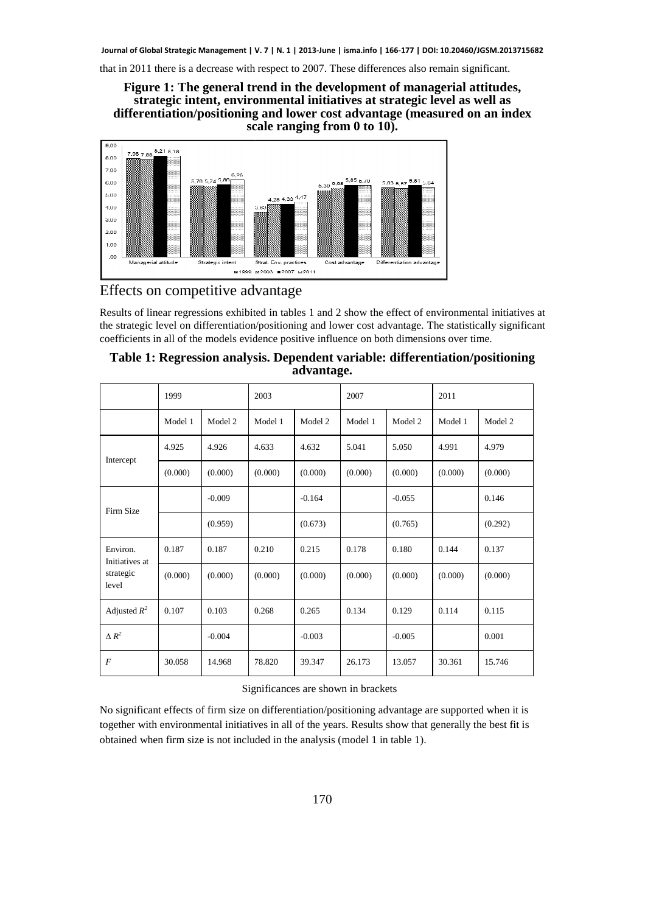that in 2011 there is a decrease with respect to 2007. These differences also remain significant.

**Figure 1: The general trend in the development of managerial attitudes, strategic intent, environmental initiatives at strategic level as well as differentiation/positioning and lower cost advantage (measured on an index scale ranging from 0 to 10).**

## Effects on competitive advantage

Results of linear regressions exhibited in tables 1 and 2 show the effect of environmental initiatives at the strategic level on differentiation/positioning and lower cost advantage. The statistically significant coefficients in all of the models evidence positive influence on both dimensions over time.

**Table 1: Regression analysis. Dependent variable: differentiation/positioning advantage.**

| | 1999 | | 2003 | | 2007 | | 2011 | |
|---|---|---|---|---|---|---|---|---|
| | Model 1 | Model 2 | Model 1 | Model 2 | Model 1 | Model 2 | Model 1 | Model 2 |
| Intercept | 4.925 | 4.926 | 4.633 | 4.632 | 5.041 | 5.050 | 4.991 | 4.979 |
| | (0.000) | (0.000) | (0.000) | (0.000) | (0.000) | (0.000) | (0.000) | (0.000) |
| Firm Size | | -0.009 | | -0.164 | | -0.055 | | 0.146 |
| | | (0.959) | | (0.673) | | (0.765) | | (0.292) |
| Environ. Initiatives at strategic level | 0.187 | 0.187 | 0.210 | 0.215 | 0.178 | 0.180 | 0.144 | 0.137 |
| | (0.000) | (0.000) | (0.000) | (0.000) | (0.000) | (0.000) | (0.000) | (0.000) |
| Adjusted $R^2$ | 0.107 | 0.103 | 0.268 | 0.265 | 0.134 | 0.129 | 0.114 | 0.115 |
| $\Delta R^2$ | | -0.004 | | -0.003 | | -0.005 | | 0.001 |
| $F$ | 30.058 | 14.968 | 78.820 | 39.347 | 26.173 | 13.057 | 30.361 | 15.746 |

Significances are shown in brackets

No significant effects of firm size on differentiation/positioning advantage are supported when it is together with environmental initiatives in all of the years. Results show that generally the best fit is obtained when firm size is not included in the analysis (model 1 in table 1).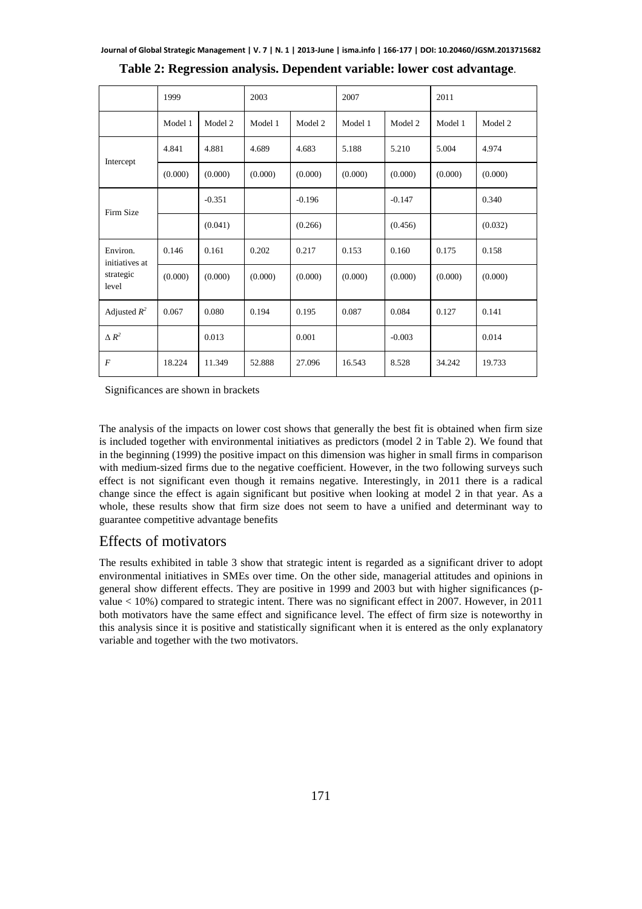**Table 2: Regression analysis. Dependent variable: lower cost advantage**.

| | 1999 | | 2003 | | 2007 | | 2011 | |
|---|---|---|---|---|---|---|---|---|
| | Model 1 | Model 2 | Model 1 | Model 2 | Model 1 | Model 2 | Model 1 | Model 2 |
| Intercept | 4.841 | 4.881 | 4.689 | 4.683 | 5.188 | 5.210 | 5.004 | 4.974 |
| | (0.000) | (0.000) | (0.000) | (0.000) | (0.000) | (0.000) | (0.000) | (0.000) |
| Firm Size | | -0.351 | | -0.196 | | -0.147 | | 0.340 |
| | | (0.041) | | (0.266) | | (0.456) | | (0.032) |
| Environ. initiatives at strategic level | 0.146 | 0.161 | 0.202 | 0.217 | 0.153 | 0.160 | 0.175 | 0.158 |
| | (0.000) | (0.000) | (0.000) | (0.000) | (0.000) | (0.000) | (0.000) | (0.000) |
| Adjusted $R^2$ | 0.067 | 0.080 | 0.194 | 0.195 | 0.087 | 0.084 | 0.127 | 0.141 |
| $\Delta R^2$ | | 0.013 | | 0.001 | | -0.003 | | 0.014 |
| $F$ | 18.224 | 11.349 | 52.888 | 27.096 | 16.543 | 8.528 | 34.242 | 19.733 |

Significances are shown in brackets

The analysis of the impacts on lower cost shows that generally the best fit is obtained when firm size is included together with environmental initiatives as predictors (model 2 in Table 2). We found that in the beginning (1999) the positive impact on this dimension was higher in small firms in comparison with medium-sized firms due to the negative coefficient. However, in the two following surveys such effect is not significant even though it remains negative. Interestingly, in 2011 there is a radical change since the effect is again significant but positive when looking at model 2 in that year. As a whole, these results show that firm size does not seem to have a unified and determinant way to guarantee competitive advantage benefits

## Effects of motivators

The results exhibited in table 3 show that strategic intent is regarded as a significant driver to adopt environmental initiatives in SMEs over time. On the other side, managerial attitudes and opinions in general show different effects. They are positive in 1999 and 2003 but with higher significances (p-value $< 10\%$) compared to strategic intent. There was no significant effect in 2007. However, in 2011 both motivators have the same effect and significance level. The effect of firm size is noteworthy in this analysis since it is positive and statistically significant when it is entered as the only explanatory variable and together with the two motivators.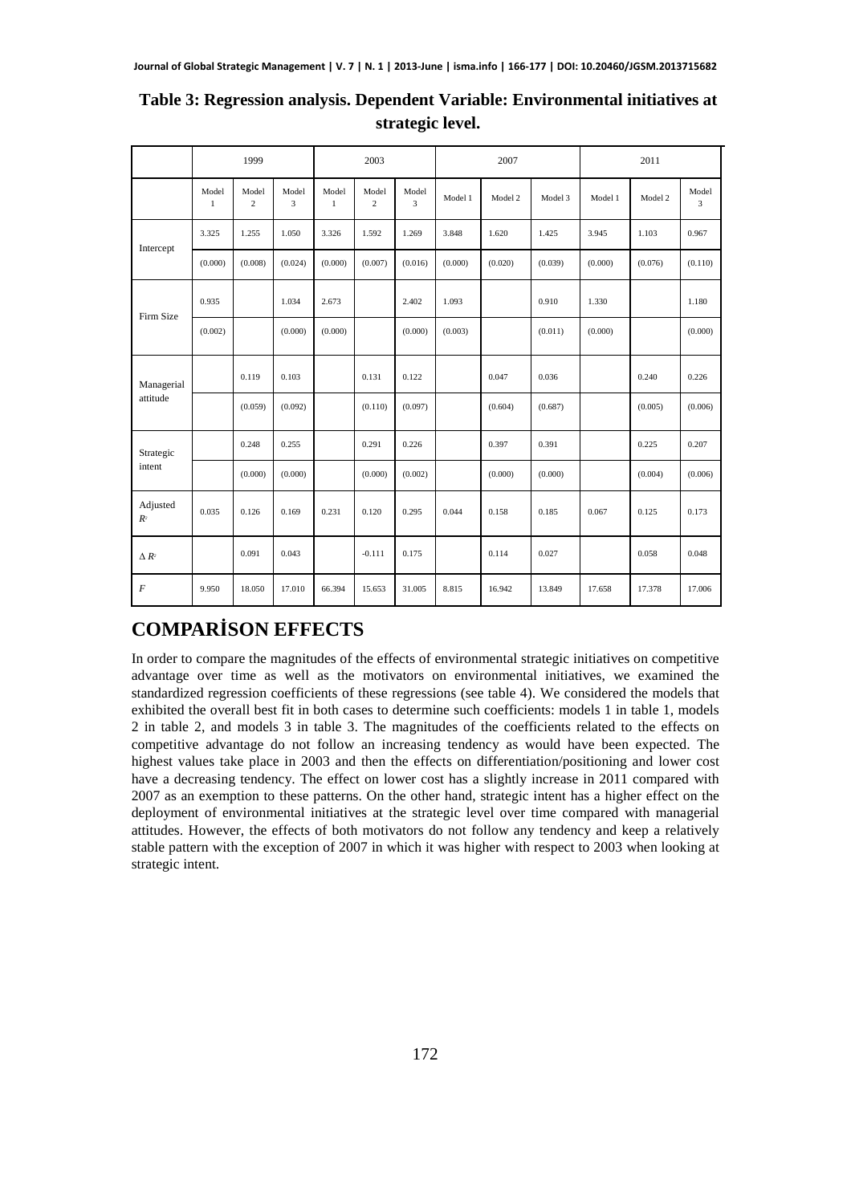**Table 3: Regression analysis. Dependent Variable: Environmental initiatives at strategic level.**

| | 1999 | | | 2003 | | | 2007 | | | 2011 | | |
|---|---|---|---|---|---|---|---|---|---|---|---|---|
| | Model 1 | Model 2 | Model 3 | Model 1 | Model 2 | Model 3 | Model 1 | Model 2 | Model 3 | Model 1 | Model 2 | Model 3 |
| Intercept | 3.325 | 1.255 | 1.050 | 3.326 | 1.592 | 1.269 | 3.848 | 1.620 | 1.425 | 3.945 | 1.103 | 0.967 |
| | (0.000) | (0.008) | (0.024) | (0.000) | (0.007) | (0.016) | (0.000) | (0.020) | (0.039) | (0.000) | (0.076) | (0.110) |
| Firm Size | 0.935 | | 1.034 | 2.673 | | 2.402 | 1.093 | | 0.910 | 1.330 | | 1.180 |
| | (0.002) | | (0.000) | (0.000) | | (0.000) | (0.003) | | (0.011) | (0.000) | | (0.000) |
| Managerial attitude | | 0.119 | 0.103 | | 0.131 | 0.122 | | 0.047 | 0.036 | | 0.240 | 0.226 |
| | | (0.059) | (0.092) | | (0.110) | (0.097) | | (0.604) | (0.687) | | (0.005) | (0.006) |
| Strategic intent | | 0.248 | 0.255 | | 0.291 | 0.226 | | 0.397 | 0.391 | | 0.225 | 0.207 |
| | | (0.000) | (0.000) | | (0.000) | (0.002) | | (0.000) | (0.000) | | (0.004) | (0.006) |
| Adjusted $R^2$ | 0.035 | 0.126 | 0.169 | 0.231 | 0.120 | 0.295 | 0.044 | 0.158 | 0.185 | 0.067 | 0.125 | 0.173 |
| $\Delta R^2$ | | 0.091 | 0.043 | | -0.111 | 0.175 | | 0.114 | 0.027 | | 0.058 | 0.048 |
| $F$ | 9.950 | 18.050 | 17.010 | 66.394 | 15.653 | 31.005 | 8.815 | 16.942 | 13.849 | 17.658 | 17.378 | 17.006 |

## COMPARİSON EFFECTS

In order to compare the magnitudes of the effects of environmental strategic initiatives on competitive advantage over time as well as the motivators on environmental initiatives, we examined the standardized regression coefficients of these regressions (see table 4). We considered the models that exhibited the overall best fit in both cases to determine such coefficients: models 1 in table 1, models 2 in table 2, and models 3 in table 3. The magnitudes of the coefficients related to the effects on competitive advantage do not follow an increasing tendency as would have been expected. The highest values take place in 2003 and then the effects on differentiation/positioning and lower cost have a decreasing tendency. The effect on lower cost has a slightly increase in 2011 compared with 2007 as an exemption to these patterns. On the other hand, strategic intent has a higher effect on the deployment of environmental initiatives at the strategic level over time compared with managerial attitudes. However, the effects of both motivators do not follow any tendency and keep a relatively stable pattern with the exception of 2007 in which it was higher with respect to 2003 when looking at strategic intent.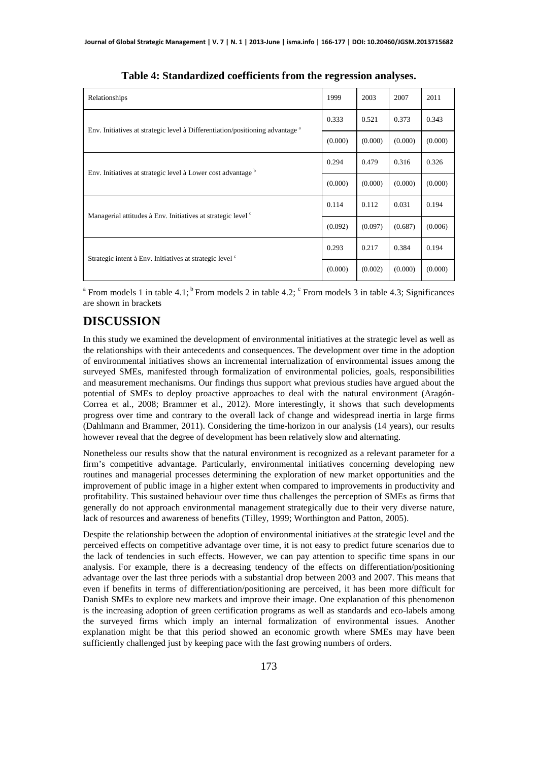**Table 4: Standardized coefficients from the regression analyses.**

| Relationships | 1999 | 2003 | 2007 | 2011 |
|---|---|---|---|---|
| Env. Initiatives at strategic level à Differentiation/positioning advantage [a] | 0.333 | 0.521 | 0.373 | 0.343 |
| | (0.000) | (0.000) | (0.000) | (0.000) |
| Env. Initiatives at strategic level à Lower cost advantage [b] | 0.294 | 0.479 | 0.316 | 0.326 |
| | (0.000) | (0.000) | (0.000) | (0.000) |
| Managerial attitudes à Env. Initiatives at strategic level [c] | 0.114 | 0.112 | 0.031 | 0.194 |
| | (0.092) | (0.097) | (0.687) | (0.006) |
| Strategic intent à Env. Initiatives at strategic level [c] | 0.293 | 0.217 | 0.384 | 0.194 |
| | (0.000) | (0.002) | (0.000) | (0.000) |

[a] From models 1 in table 4.1; [b] From models 2 in table 4.2; [c] From models 3 in table 4.3; Significances are shown in brackets

# DISCUSSION

In this study we examined the development of environmental initiatives at the strategic level as well as the relationships with their antecedents and consequences. The development over time in the adoption of environmental initiatives shows an incremental internalization of environmental issues among the surveyed SMEs, manifested through formalization of environmental policies, goals, responsibilities and measurement mechanisms. Our findings thus support what previous studies have argued about the potential of SMEs to deploy proactive approaches to deal with the natural environment (Aragón-Correa et al., 2008; Brammer et al., 2012). More interestingly, it shows that such developments progress over time and contrary to the overall lack of change and widespread inertia in large firms (Dahlmann and Brammer, 2011). Considering the time-horizon in our analysis (14 years), our results however reveal that the degree of development has been relatively slow and alternating.

Nonetheless our results show that the natural environment is recognized as a relevant parameter for a firm's competitive advantage. Particularly, environmental initiatives concerning developing new routines and managerial processes determining the exploration of new market opportunities and the improvement of public image in a higher extent when compared to improvements in productivity and profitability. This sustained behaviour over time thus challenges the perception of SMEs as firms that generally do not approach environmental management strategically due to their very diverse nature, lack of resources and awareness of benefits (Tilley, 1999; Worthington and Patton, 2005).

Despite the relationship between the adoption of environmental initiatives at the strategic level and the perceived effects on competitive advantage over time, it is not easy to predict future scenarios due to the lack of tendencies in such effects. However, we can pay attention to specific time spans in our analysis. For example, there is a decreasing tendency of the effects on differentiation/positioning advantage over the last three periods with a substantial drop between 2003 and 2007. This means that even if benefits in terms of differentiation/positioning are perceived, it has been more difficult for Danish SMEs to explore new markets and improve their image. One explanation of this phenomenon is the increasing adoption of green certification programs as well as standards and eco-labels among the surveyed firms which imply an internal formalization of environmental issues. Another explanation might be that this period showed an economic growth where SMEs may have been sufficiently challenged just by keeping pace with the fast growing numbers of orders.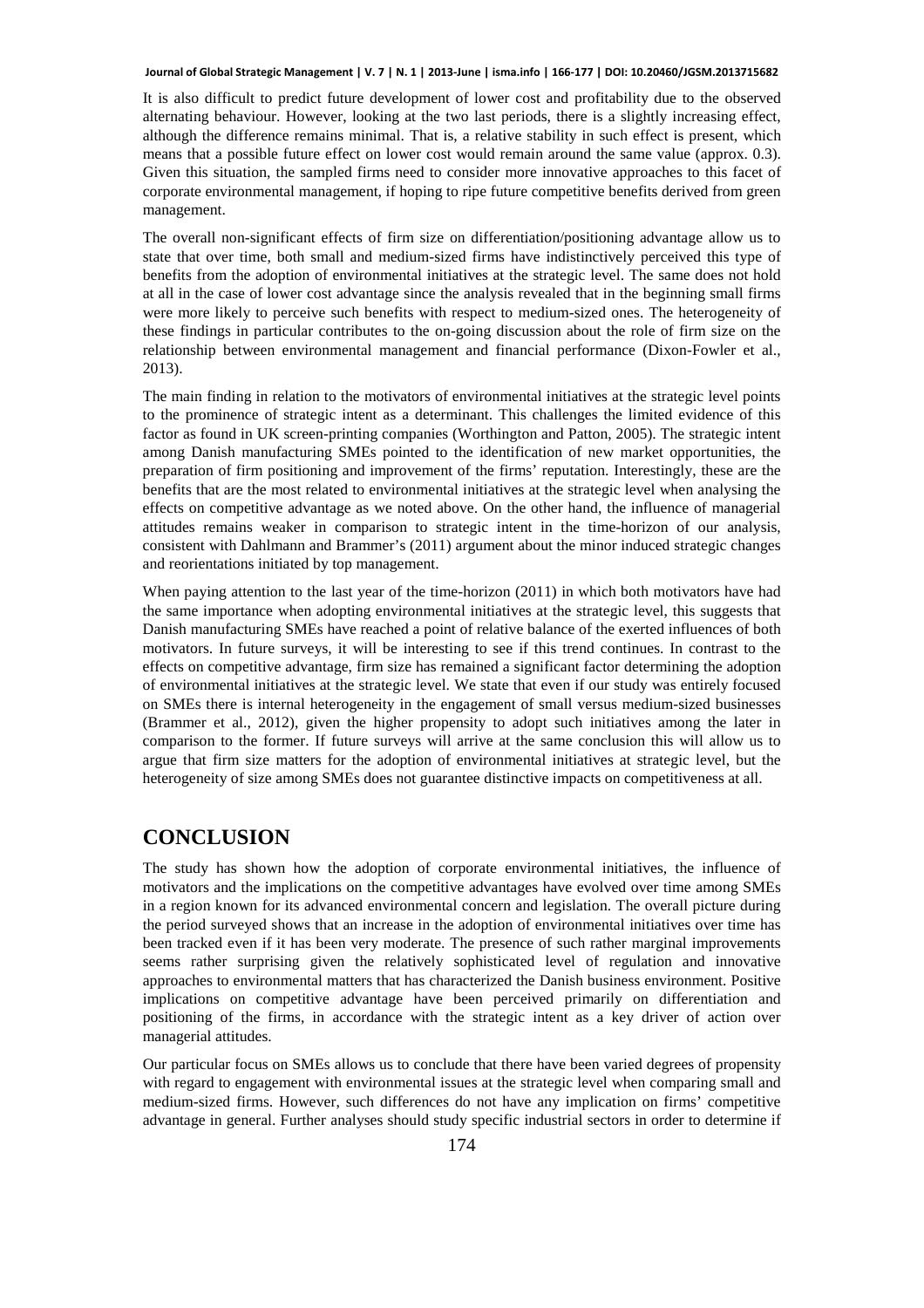It is also difficult to predict future development of lower cost and profitability due to the observed alternating behaviour. However, looking at the two last periods, there is a slightly increasing effect, although the difference remains minimal. That is, a relative stability in such effect is present, which means that a possible future effect on lower cost would remain around the same value (approx. 0.3). Given this situation, the sampled firms need to consider more innovative approaches to this facet of corporate environmental management, if hoping to ripe future competitive benefits derived from green management.

The overall non-significant effects of firm size on differentiation/positioning advantage allow us to state that over time, both small and medium-sized firms have indistinctively perceived this type of benefits from the adoption of environmental initiatives at the strategic level. The same does not hold at all in the case of lower cost advantage since the analysis revealed that in the beginning small firms were more likely to perceive such benefits with respect to medium-sized ones. The heterogeneity of these findings in particular contributes to the on-going discussion about the role of firm size on the relationship between environmental management and financial performance (Dixon-Fowler et al., 2013).

The main finding in relation to the motivators of environmental initiatives at the strategic level points to the prominence of strategic intent as a determinant. This challenges the limited evidence of this factor as found in UK screen-printing companies (Worthington and Patton, 2005). The strategic intent among Danish manufacturing SMEs pointed to the identification of new market opportunities, the preparation of firm positioning and improvement of the firms' reputation. Interestingly, these are the benefits that are the most related to environmental initiatives at the strategic level when analysing the effects on competitive advantage as we noted above. On the other hand, the influence of managerial attitudes remains weaker in comparison to strategic intent in the time-horizon of our analysis, consistent with Dahlmann and Brammer's (2011) argument about the minor induced strategic changes and reorientations initiated by top management.

When paying attention to the last year of the time-horizon (2011) in which both motivators have had the same importance when adopting environmental initiatives at the strategic level, this suggests that Danish manufacturing SMEs have reached a point of relative balance of the exerted influences of both motivators. In future surveys, it will be interesting to see if this trend continues. In contrast to the effects on competitive advantage, firm size has remained a significant factor determining the adoption of environmental initiatives at the strategic level. We state that even if our study was entirely focused on SMEs there is internal heterogeneity in the engagement of small versus medium-sized businesses (Brammer et al., 2012), given the higher propensity to adopt such initiatives among the later in comparison to the former. If future surveys will arrive at the same conclusion this will allow us to argue that firm size matters for the adoption of environmental initiatives at strategic level, but the heterogeneity of size among SMEs does not guarantee distinctive impacts on competitiveness at all.

# CONCLUSION

The study has shown how the adoption of corporate environmental initiatives, the influence of motivators and the implications on the competitive advantages have evolved over time among SMEs in a region known for its advanced environmental concern and legislation. The overall picture during the period surveyed shows that an increase in the adoption of environmental initiatives over time has been tracked even if it has been very moderate. The presence of such rather marginal improvements seems rather surprising given the relatively sophisticated level of regulation and innovative approaches to environmental matters that has characterized the Danish business environment. Positive implications on competitive advantage have been perceived primarily on differentiation and positioning of the firms, in accordance with the strategic intent as a key driver of action over managerial attitudes.

Our particular focus on SMEs allows us to conclude that there have been varied degrees of propensity with regard to engagement with environmental issues at the strategic level when comparing small and medium-sized firms. However, such differences do not have any implication on firms' competitive advantage in general. Further analyses should study specific industrial sectors in order to determine if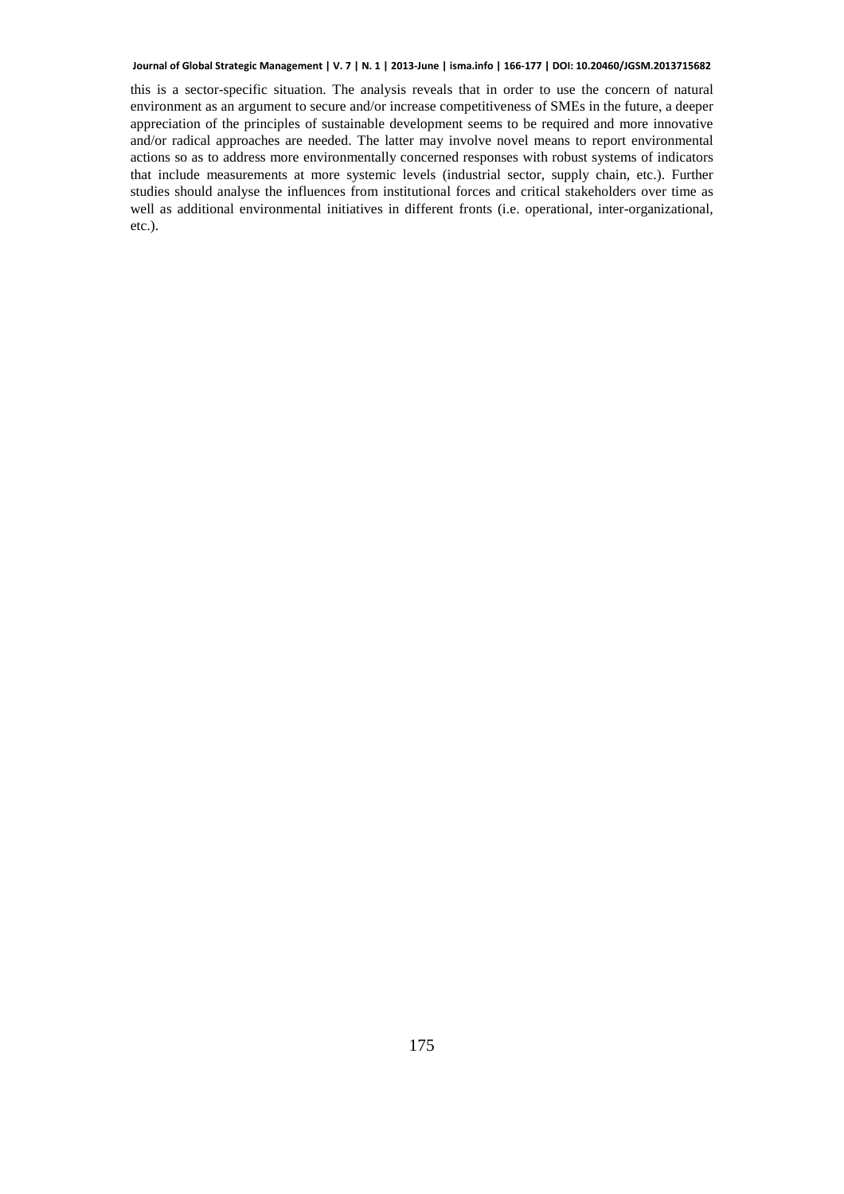this is a sector-specific situation. The analysis reveals that in order to use the concern of natural environment as an argument to secure and/or increase competitiveness of SMEs in the future, a deeper appreciation of the principles of sustainable development seems to be required and more innovative and/or radical approaches are needed. The latter may involve novel means to report environmental actions so as to address more environmentally concerned responses with robust systems of indicators that include measurements at more systemic levels (industrial sector, supply chain, etc.). Further studies should analyse the influences from institutional forces and critical stakeholders over time as well as additional environmental initiatives in different fronts (i.e. operational, inter-organizational, etc.).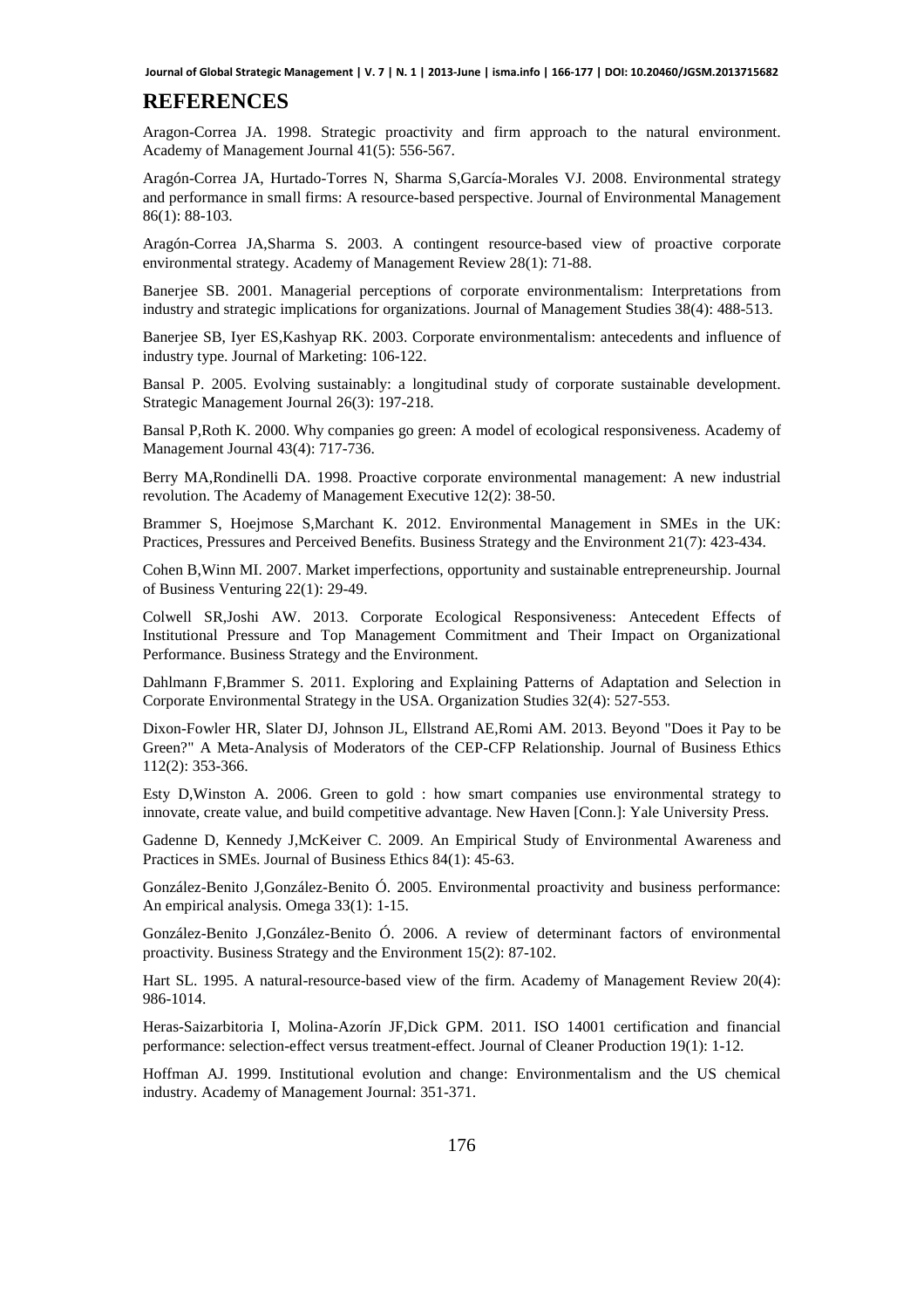## REFERENCES

Aragon-Correa JA. 1998. Strategic proactivity and firm approach to the natural environment. Academy of Management Journal 41(5): 556-567.

Aragón-Correa JA, Hurtado-Torres N, Sharma S,García-Morales VJ. 2008. Environmental strategy and performance in small firms: A resource-based perspective. Journal of Environmental Management 86(1): 88-103.

Aragón-Correa JA,Sharma S. 2003. A contingent resource-based view of proactive corporate environmental strategy. Academy of Management Review 28(1): 71-88.

Banerjee SB. 2001. Managerial perceptions of corporate environmentalism: Interpretations from industry and strategic implications for organizations. Journal of Management Studies 38(4): 488-513.

Banerjee SB, Iyer ES,Kashyap RK. 2003. Corporate environmentalism: antecedents and influence of industry type. Journal of Marketing: 106-122.

Bansal P. 2005. Evolving sustainably: a longitudinal study of corporate sustainable development. Strategic Management Journal 26(3): 197-218.

Bansal P,Roth K. 2000. Why companies go green: A model of ecological responsiveness. Academy of Management Journal 43(4): 717-736.

Berry MA,Rondinelli DA. 1998. Proactive corporate environmental management: A new industrial revolution. The Academy of Management Executive 12(2): 38-50.

Brammer S, Hoejmose S,Marchant K. 2012. Environmental Management in SMEs in the UK: Practices, Pressures and Perceived Benefits. Business Strategy and the Environment 21(7): 423-434.

Cohen B,Winn MI. 2007. Market imperfections, opportunity and sustainable entrepreneurship. Journal of Business Venturing 22(1): 29-49.

Colwell SR,Joshi AW. 2013. Corporate Ecological Responsiveness: Antecedent Effects of Institutional Pressure and Top Management Commitment and Their Impact on Organizational Performance. Business Strategy and the Environment.

Dahlmann F,Brammer S. 2011. Exploring and Explaining Patterns of Adaptation and Selection in Corporate Environmental Strategy in the USA. Organization Studies 32(4): 527-553.

Dixon-Fowler HR, Slater DJ, Johnson JL, Ellstrand AE,Romi AM. 2013. Beyond "Does it Pay to be Green?" A Meta-Analysis of Moderators of the CEP-CFP Relationship. Journal of Business Ethics 112(2): 353-366.

Esty D,Winston A. 2006. Green to gold : how smart companies use environmental strategy to innovate, create value, and build competitive advantage. New Haven [Conn.]: Yale University Press.

Gadenne D, Kennedy J,McKeiver C. 2009. An Empirical Study of Environmental Awareness and Practices in SMEs. Journal of Business Ethics 84(1): 45-63.

González-Benito J,González-Benito Ó. 2005. Environmental proactivity and business performance: An empirical analysis. Omega 33(1): 1-15.

González-Benito J,González-Benito Ó. 2006. A review of determinant factors of environmental proactivity. Business Strategy and the Environment 15(2): 87-102.

Hart SL. 1995. A natural-resource-based view of the firm. Academy of Management Review 20(4): 986-1014.

Heras-Saizarbitoria I, Molina-Azorín JF,Dick GPM. 2011. ISO 14001 certification and financial performance: selection-effect versus treatment-effect. Journal of Cleaner Production 19(1): 1-12.

Hoffman AJ. 1999. Institutional evolution and change: Environmentalism and the US chemical industry. Academy of Management Journal: 351-371.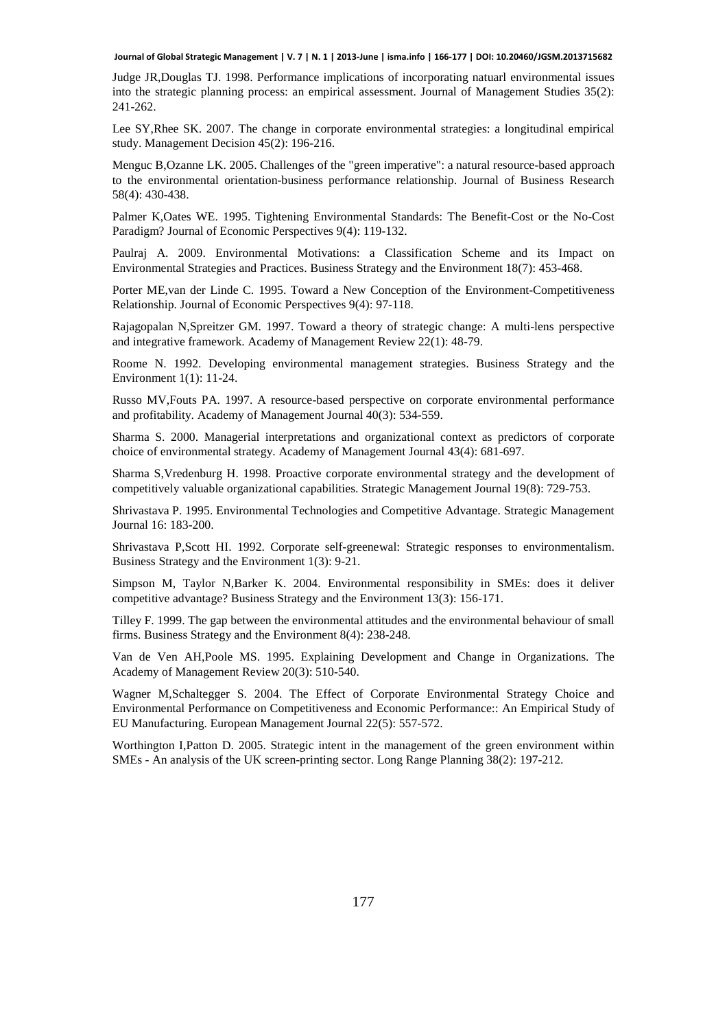Judge JR,Douglas TJ. 1998. Performance implications of incorporating natuarl environmental issues into the strategic planning process: an empirical assessment. Journal of Management Studies 35(2): 241-262.

Lee SY,Rhee SK. 2007. The change in corporate environmental strategies: a longitudinal empirical study. Management Decision 45(2): 196-216.

Menguc B,Ozanne LK. 2005. Challenges of the "green imperative": a natural resource-based approach to the environmental orientation-business performance relationship. Journal of Business Research 58(4): 430-438.

Palmer K,Oates WE. 1995. Tightening Environmental Standards: The Benefit-Cost or the No-Cost Paradigm? Journal of Economic Perspectives 9(4): 119-132.

Paulraj A. 2009. Environmental Motivations: a Classification Scheme and its Impact on Environmental Strategies and Practices. Business Strategy and the Environment 18(7): 453-468.

Porter ME,van der Linde C. 1995. Toward a New Conception of the Environment-Competitiveness Relationship. Journal of Economic Perspectives 9(4): 97-118.

Rajagopalan N,Spreitzer GM. 1997. Toward a theory of strategic change: A multi-lens perspective and integrative framework. Academy of Management Review 22(1): 48-79.

Roome N. 1992. Developing environmental management strategies. Business Strategy and the Environment 1(1): 11-24.

Russo MV,Fouts PA. 1997. A resource-based perspective on corporate environmental performance and profitability. Academy of Management Journal 40(3): 534-559.

Sharma S. 2000. Managerial interpretations and organizational context as predictors of corporate choice of environmental strategy. Academy of Management Journal 43(4): 681-697.

Sharma S,Vredenburg H. 1998. Proactive corporate environmental strategy and the development of competitively valuable organizational capabilities. Strategic Management Journal 19(8): 729-753.

Shrivastava P. 1995. Environmental Technologies and Competitive Advantage. Strategic Management Journal 16: 183-200.

Shrivastava P,Scott HI. 1992. Corporate self-greenewal: Strategic responses to environmentalism. Business Strategy and the Environment 1(3): 9-21.

Simpson M, Taylor N,Barker K. 2004. Environmental responsibility in SMEs: does it deliver competitive advantage? Business Strategy and the Environment 13(3): 156-171.

Tilley F. 1999. The gap between the environmental attitudes and the environmental behaviour of small firms. Business Strategy and the Environment 8(4): 238-248.

Van de Ven AH,Poole MS. 1995. Explaining Development and Change in Organizations. The Academy of Management Review 20(3): 510-540.

Wagner M,Schaltegger S. 2004. The Effect of Corporate Environmental Strategy Choice and Environmental Performance on Competitiveness and Economic Performance:: An Empirical Study of EU Manufacturing. European Management Journal 22(5): 557-572.

Worthington I,Patton D. 2005. Strategic intent in the management of the green environment within SMEs - An analysis of the UK screen-printing sector. Long Range Planning 38(2): 197-212.